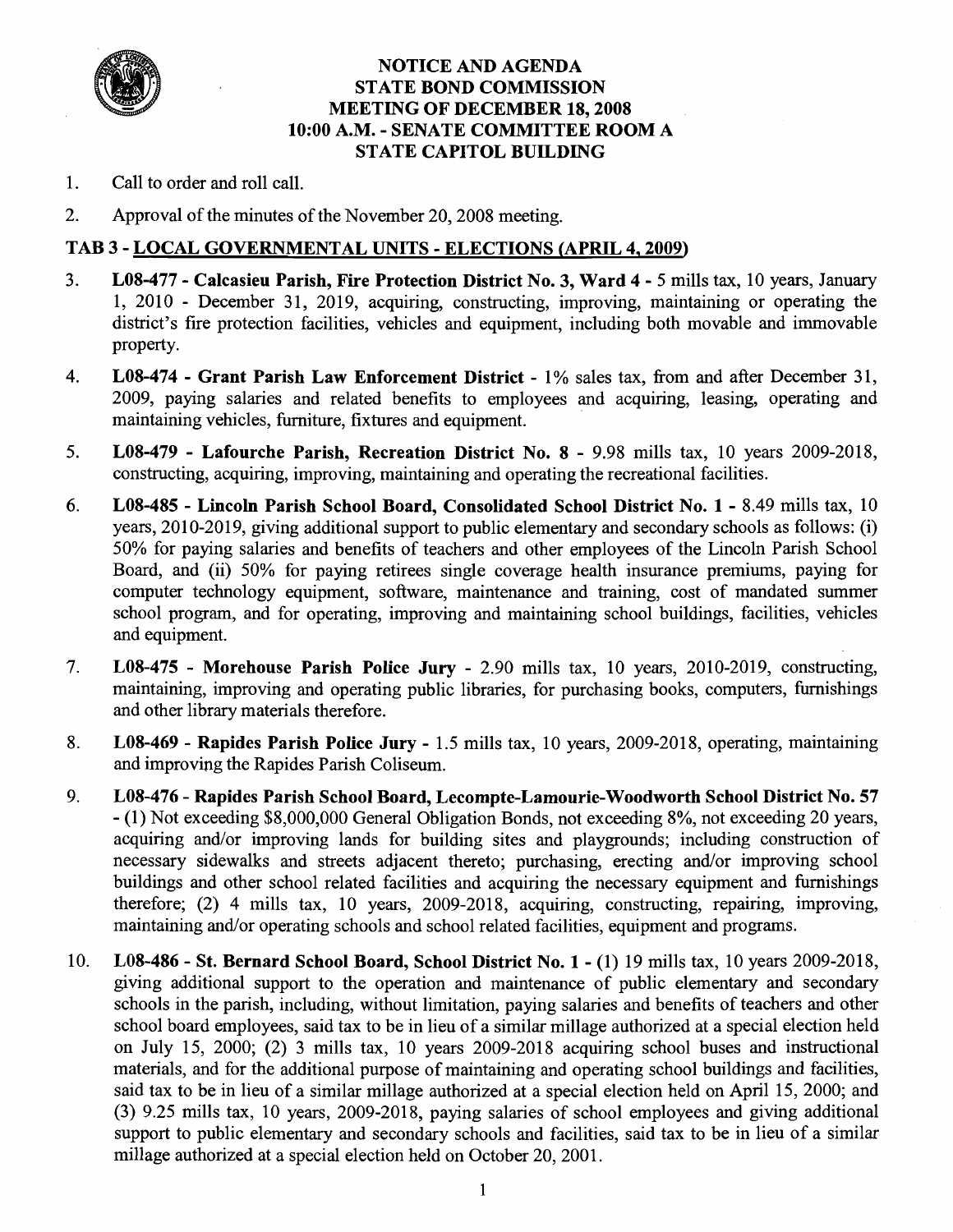# NOTICE AND AGENDA
# STATE BOND COMMISSION
# MEETING OF DECEMBER 18, 2008
# 10:00 A.M. - SENATE COMMITTEE ROOM A
# STATE CAPITOL BUILDING

1. Call to order and roll call.
2. Approval of the minutes of the November 20, 2008 meeting.

## TAB 3 - LOCAL GOVERNMENTAL UNITS - ELECTIONS (APRIL 4, 2009)

3. **L08-477 - Calcasieu Parish, Fire Protection District No. 3, Ward 4 -** 5 mills tax, 10 years, January 1, 2010 - December 31, 2019, acquiring, constructing, improving, maintaining or operating the district's fire protection facilities, vehicles and equipment, including both movable and immovable property.
4. **L08-474 - Grant Parish Law Enforcement District** - 1% sales tax, from and after December 31, 2009, paying salaries and related benefits to employees and acquiring, leasing, operating and maintaining vehicles, furniture, fixtures and equipment.
5. **L08-479 - Lafourche Parish, Recreation District No. 8 -** 9.98 mills tax, 10 years 2009-2018, constructing, acquiring, improving, maintaining and operating the recreational facilities.
6. **L08-485 - Lincoln Parish School Board, Consolidated School District No. 1 -** 8.49 mills tax, 10 years, 2010-2019, giving additional support to public elementary and secondary schools as follows: (i) 50% for paying salaries and benefits of teachers and other employees of the Lincoln Parish School Board, and (ii) 50% for paying retirees single coverage health insurance premiums, paying for computer technology equipment, software, maintenance and training, cost of mandated summer school program, and for operating, improving and maintaining school buildings, facilities, vehicles and equipment.
7. **L08-475 - Morehouse Parish Police Jury -** 2.90 mills tax, 10 years, 2010-2019, constructing, maintaining, improving and operating public libraries, for purchasing books, computers, furnishings and other library materials therefore.
8. **L08-469 - Rapides Parish Police Jury -** 1.5 mills tax, 10 years, 2009-2018, operating, maintaining and improving the Rapides Parish Coliseum.
9. **L08-476 - Rapides Parish School Board, Lecompte-Lamourie-Woodworth School District No. 57** - (1) Not exceeding $8,000,000 General Obligation Bonds, not exceeding 8%, not exceeding 20 years, acquiring and/or improving lands for building sites and playgrounds; including construction of necessary sidewalks and streets adjacent thereto; purchasing, erecting and/or improving school buildings and other school related facilities and acquiring the necessary equipment and furnishings therefore; (2) 4 mills tax, 10 years, 2009-2018, acquiring, constructing, repairing, improving, maintaining and/or operating schools and school related facilities, equipment and programs.
10. **L08-486 - St. Bernard School Board, School District No. 1 -** (1) 19 mills tax, 10 years 2009-2018, giving additional support to the operation and maintenance of public elementary and secondary schools in the parish, including, without limitation, paying salaries and benefits of teachers and other school board employees, said tax to be in lieu of a similar millage authorized at a special election held on July 15, 2000; (2) 3 mills tax, 10 years 2009-2018 acquiring school buses and instructional materials, and for the additional purpose of maintaining and operating school buildings and facilities, said tax to be in lieu of a similar millage authorized at a special election held on April 15, 2000; and (3) 9.25 mills tax, 10 years, 2009-2018, paying salaries of school employees and giving additional support to public elementary and secondary schools and facilities, said tax to be in lieu of a similar millage authorized at a special election held on October 20, 2001.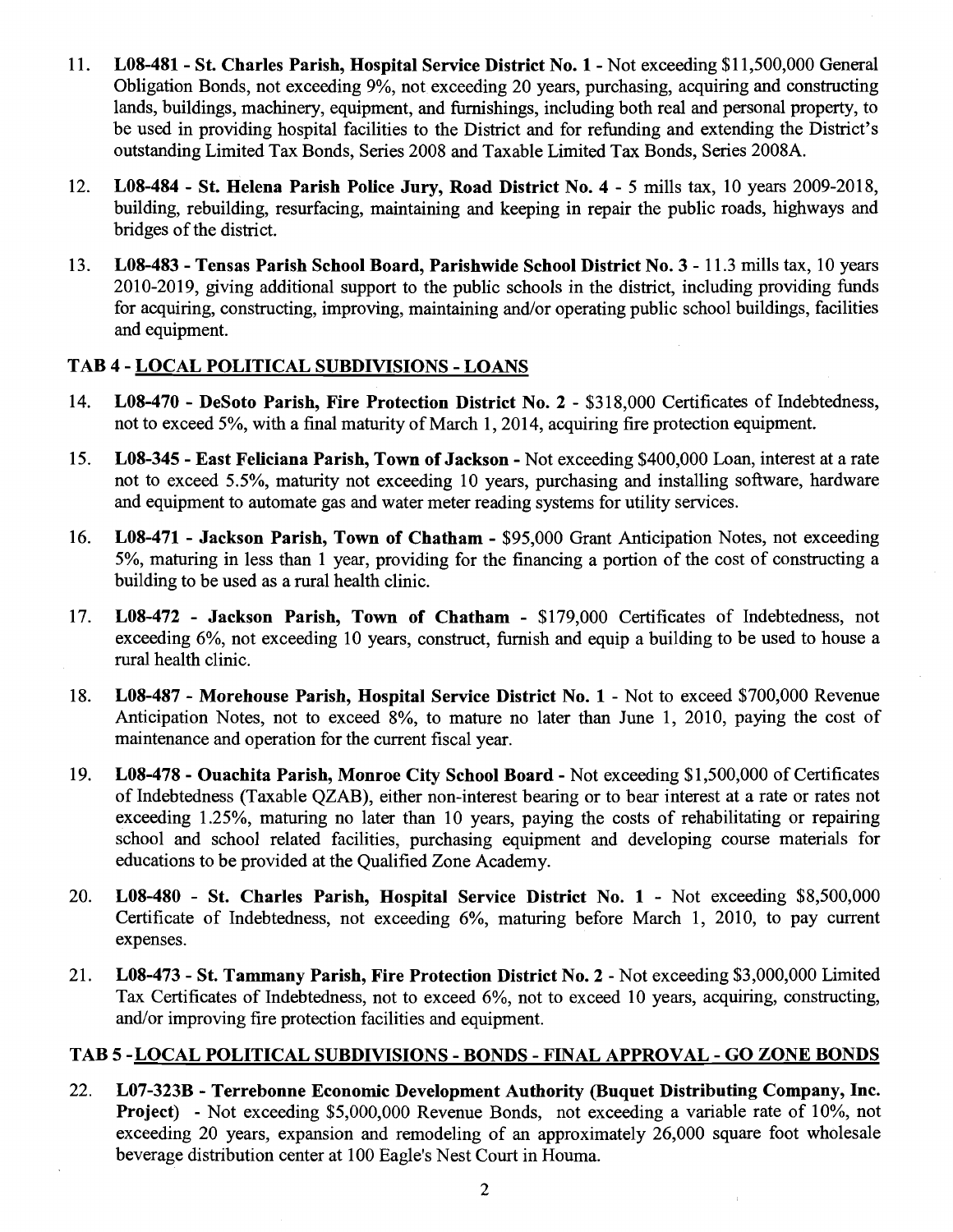11. **L08-481 - St. Charles Parish, Hospital Service District No. 1** - Not exceeding $11,500,000 General Obligation Bonds, not exceeding 9%, not exceeding 20 years, purchasing, acquiring and constructing lands, buildings, machinery, equipment, and furnishings, including both real and personal property, to be used in providing hospital facilities to the District and for refunding and extending the District's outstanding Limited Tax Bonds, Series 2008 and Taxable Limited Tax Bonds, Series 2008A.

12. **L08-484 - St. Helena Parish Police Jury, Road District No. 4** - 5 mills tax, 10 years 2009-2018, building, rebuilding, resurfacing, maintaining and keeping in repair the public roads, highways and bridges of the district.

13. **L08-483 - Tensas Parish School Board, Parishwide School District No. 3** - 11.3 mills tax, 10 years 2010-2019, giving additional support to the public schools in the district, including providing funds for acquiring, constructing, improving, maintaining and/or operating public school buildings, facilities and equipment.

## TAB 4 - LOCAL POLITICAL SUBDIVISIONS - LOANS

14. **L08-470 - DeSoto Parish, Fire Protection District No. 2** - $318,000 Certificates of Indebtedness, not to exceed 5%, with a final maturity of March 1, 2014, acquiring fire protection equipment.

15. **L08-345 - East Feliciana Parish, Town of Jackson** - Not exceeding $400,000 Loan, interest at a rate not to exceed 5.5%, maturity not exceeding 10 years, purchasing and installing software, hardware and equipment to automate gas and water meter reading systems for utility services.

16. **L08-471 - Jackson Parish, Town of Chatham** - $95,000 Grant Anticipation Notes, not exceeding 5%, maturing in less than 1 year, providing for the financing a portion of the cost of constructing a building to be used as a rural health clinic.

17. **L08-472 - Jackson Parish, Town of Chatham** - $179,000 Certificates of Indebtedness, not exceeding 6%, not exceeding 10 years, construct, furnish and equip a building to be used to house a rural health clinic.

18. **L08-487 - Morehouse Parish, Hospital Service District No. 1** - Not to exceed $700,000 Revenue Anticipation Notes, not to exceed 8%, to mature no later than June 1, 2010, paying the cost of maintenance and operation for the current fiscal year.

19. **L08-478 - Ouachita Parish, Monroe City School Board** - Not exceeding $1,500,000 of Certificates of Indebtedness (Taxable QZAB), either non-interest bearing or to bear interest at a rate or rates not exceeding 1.25%, maturing no later than 10 years, paying the costs of rehabilitating or repairing school and school related facilities, purchasing equipment and developing course materials for educations to be provided at the Qualified Zone Academy.

20. **L08-480 - St. Charles Parish, Hospital Service District No. 1** - Not exceeding $8,500,000 Certificate of Indebtedness, not exceeding 6%, maturing before March 1, 2010, to pay current expenses.

21. **L08-473 - St. Tammany Parish, Fire Protection District No. 2** - Not exceeding $3,000,000 Limited Tax Certificates of Indebtedness, not to exceed 6%, not to exceed 10 years, acquiring, constructing, and/or improving fire protection facilities and equipment.

## TAB 5 - LOCAL POLITICAL SUBDIVISIONS - BONDS - FINAL APPROVAL - GO ZONE BONDS

22. **L07-323B - Terrebonne Economic Development Authority (Buquet Distributing Company, Inc. Project)** - Not exceeding $5,000,000 Revenue Bonds, not exceeding a variable rate of 10%, not exceeding 20 years, expansion and remodeling of an approximately 26,000 square foot wholesale beverage distribution center at 100 Eagle's Nest Court in Houma.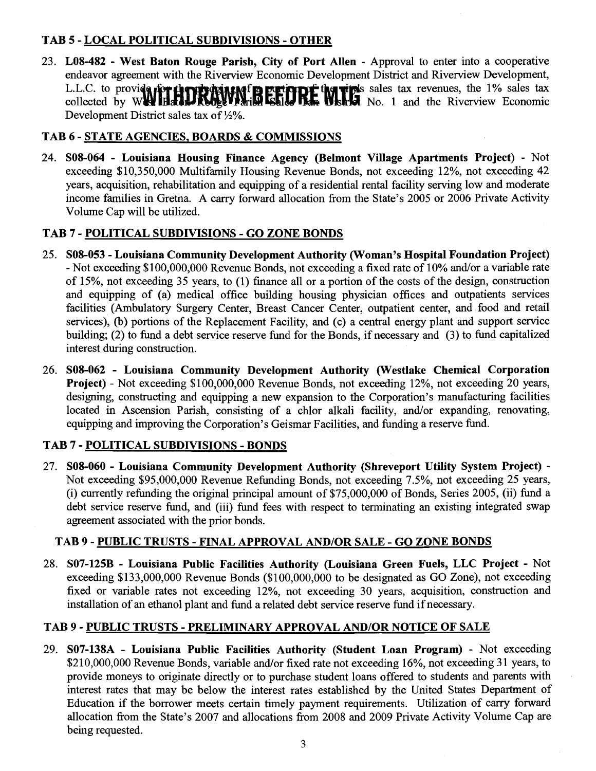### TAB 5 - LOCAL POLITICAL SUBDIVISIONS - OTHER

23. **L08-482 - West Baton Rouge Parish, City of Port Allen** - Approval to enter into a cooperative endeavor agreement with the Riverview Economic Development District and Riverview Development, L.L.C. to provide for the pledging of a portion of the City's sales tax revenues, the 1% sales tax collected by West Baton Rouge Parish Sales Tax District No. 1 and the Riverview Economic Development District sales tax of ½%. **WITHDRAWN BEFORE MTG**

### TAB 6 - STATE AGENCIES, BOARDS & COMMISSIONS

24. **S08-064 - Louisiana Housing Finance Agency (Belmont Village Apartments Project)** - Not exceeding $10,350,000 Multifamily Housing Revenue Bonds, not exceeding 12%, not exceeding 42 years, acquisition, rehabilitation and equipping of a residential rental facility serving low and moderate income families in Gretna. A carry forward allocation from the State's 2005 or 2006 Private Activity Volume Cap will be utilized.

### TAB 7 - POLITICAL SUBDIVISIONS - GO ZONE BONDS

25. **S08-053 - Louisiana Community Development Authority (Woman's Hospital Foundation Project)** - Not exceeding $100,000,000 Revenue Bonds, not exceeding a fixed rate of 10% and/or a variable rate of 15%, not exceeding 35 years, to (1) finance all or a portion of the costs of the design, construction and equipping of (a) medical office building housing physician offices and outpatients services facilities (Ambulatory Surgery Center, Breast Cancer Center, outpatient center, and food and retail services), (b) portions of the Replacement Facility, and (c) a central energy plant and support service building; (2) to fund a debt service reserve fund for the Bonds, if necessary and (3) to fund capitalized interest during construction.

26. **S08-062 - Louisiana Community Development Authority (Westlake Chemical Corporation Project)** - Not exceeding $100,000,000 Revenue Bonds, not exceeding 12%, not exceeding 20 years, designing, constructing and equipping a new expansion to the Corporation's manufacturing facilities located in Ascension Parish, consisting of a chlor alkali facility, and/or expanding, renovating, equipping and improving the Corporation's Geismar Facilities, and funding a reserve fund.

### TAB 7 - POLITICAL SUBDIVISIONS - BONDS

27. **S08-060 - Louisiana Community Development Authority (Shreveport Utility System Project)** - Not exceeding $95,000,000 Revenue Refunding Bonds, not exceeding 7.5%, not exceeding 25 years, (i) currently refunding the original principal amount of $75,000,000 of Bonds, Series 2005, (ii) fund a debt service reserve fund, and (iii) fund fees with respect to terminating an existing integrated swap agreement associated with the prior bonds.

### TAB 9 - PUBLIC TRUSTS - FINAL APPROVAL AND/OR SALE - GO ZONE BONDS

28. **S07-125B - Louisiana Public Facilities Authority (Louisiana Green Fuels, LLC Project** - Not exceeding $133,000,000 Revenue Bonds ($100,000,000 to be designated as GO Zone), not exceeding fixed or variable rates not exceeding 12%, not exceeding 30 years, acquisition, construction and installation of an ethanol plant and fund a related debt service reserve fund if necessary.

### TAB 9 - PUBLIC TRUSTS - PRELIMINARY APPROVAL AND/OR NOTICE OF SALE

29. **S07-138A - Louisiana Public Facilities Authority (Student Loan Program)** - Not exceeding $210,000,000 Revenue Bonds, variable and/or fixed rate not exceeding 16%, not exceeding 31 years, to provide moneys to originate directly or to purchase student loans offered to students and parents with interest rates that may be below the interest rates established by the United States Department of Education if the borrower meets certain timely payment requirements. Utilization of carry forward allocation from the State's 2007 and allocations from 2008 and 2009 Private Activity Volume Cap are being requested.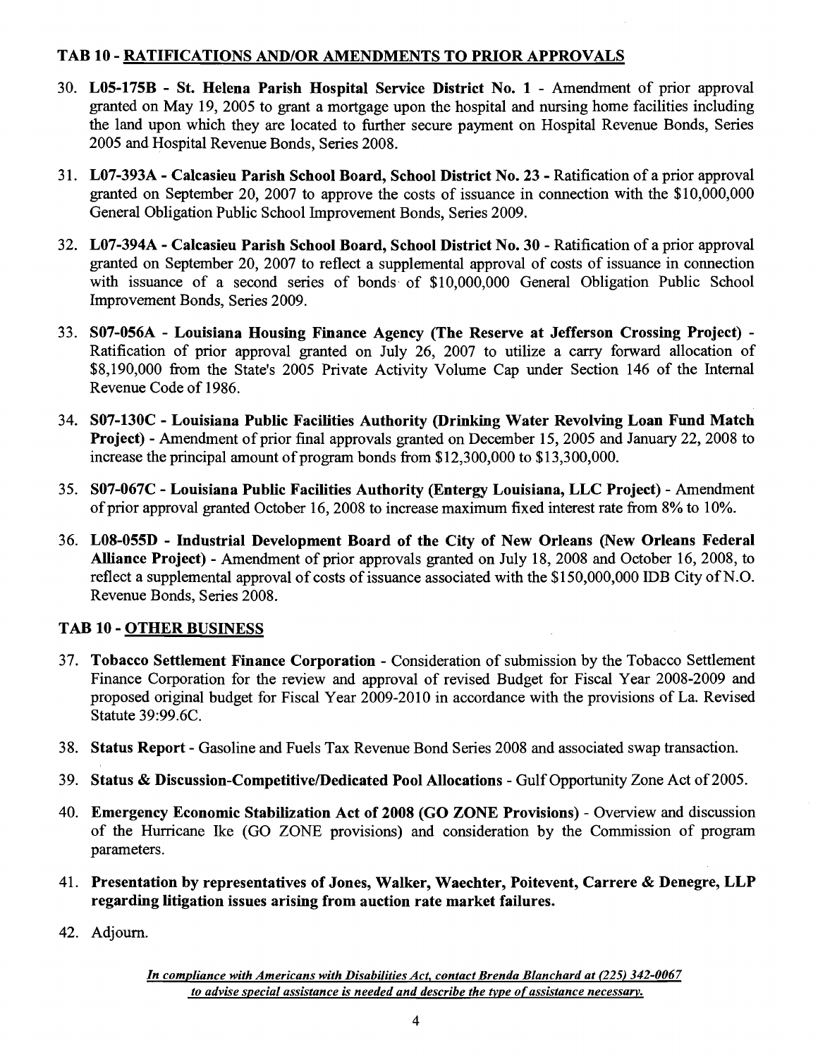## TAB 10 - RATIFICATIONS AND/OR AMENDMENTS TO PRIOR APPROVALS

30. **L05-175B - St. Helena Parish Hospital Service District No. 1** - Amendment of prior approval granted on May 19, 2005 to grant a mortgage upon the hospital and nursing home facilities including the land upon which they are located to further secure payment on Hospital Revenue Bonds, Series 2005 and Hospital Revenue Bonds, Series 2008.

31. **L07-393A - Calcasieu Parish School Board, School District No. 23** - Ratification of a prior approval granted on September 20, 2007 to approve the costs of issuance in connection with the $10,000,000 General Obligation Public School Improvement Bonds, Series 2009.

32. **L07-394A - Calcasieu Parish School Board, School District No. 30** - Ratification of a prior approval granted on September 20, 2007 to reflect a supplemental approval of costs of issuance in connection with issuance of a second series of bonds of $10,000,000 General Obligation Public School Improvement Bonds, Series 2009.

33. **S07-056A - Louisiana Housing Finance Agency (The Reserve at Jefferson Crossing Project)** - Ratification of prior approval granted on July 26, 2007 to utilize a carry forward allocation of $8,190,000 from the State's 2005 Private Activity Volume Cap under Section 146 of the Internal Revenue Code of 1986.

34. **S07-130C - Louisiana Public Facilities Authority (Drinking Water Revolving Loan Fund Match Project)** - Amendment of prior final approvals granted on December 15, 2005 and January 22, 2008 to increase the principal amount of program bonds from $12,300,000 to $13,300,000.

35. **S07-067C - Louisiana Public Facilities Authority (Entergy Louisiana, LLC Project)** - Amendment of prior approval granted October 16, 2008 to increase maximum fixed interest rate from 8% to 10%.

36. **L08-055D - Industrial Development Board of the City of New Orleans (New Orleans Federal Alliance Project)** - Amendment of prior approvals granted on July 18, 2008 and October 16, 2008, to reflect a supplemental approval of costs of issuance associated with the $150,000,000 IDB City of N.O. Revenue Bonds, Series 2008.

## TAB 10 - OTHER BUSINESS

37. **Tobacco Settlement Finance Corporation** - Consideration of submission by the Tobacco Settlement Finance Corporation for the review and approval of revised Budget for Fiscal Year 2008-2009 and proposed original budget for Fiscal Year 2009-2010 in accordance with the provisions of La. Revised Statute 39:99.6C.

38. **Status Report** - Gasoline and Fuels Tax Revenue Bond Series 2008 and associated swap transaction.

39. **Status & Discussion-Competitive/Dedicated Pool Allocations** - Gulf Opportunity Zone Act of 2005.

40. **Emergency Economic Stabilization Act of 2008 (GO ZONE Provisions)** - Overview and discussion of the Hurricane Ike (GO ZONE provisions) and consideration by the Commission of program parameters.

41. **Presentation by representatives of Jones, Walker, Waechter, Poitevent, Carrere & Denegre, LLP regarding litigation issues arising from auction rate market failures.**

42. Adjourn.

***In compliance with Americans with Disabilities Act, contact Brenda Blanchard at (225) 342-0067 to advise special assistance is needed and describe the type of assistance necessary.***